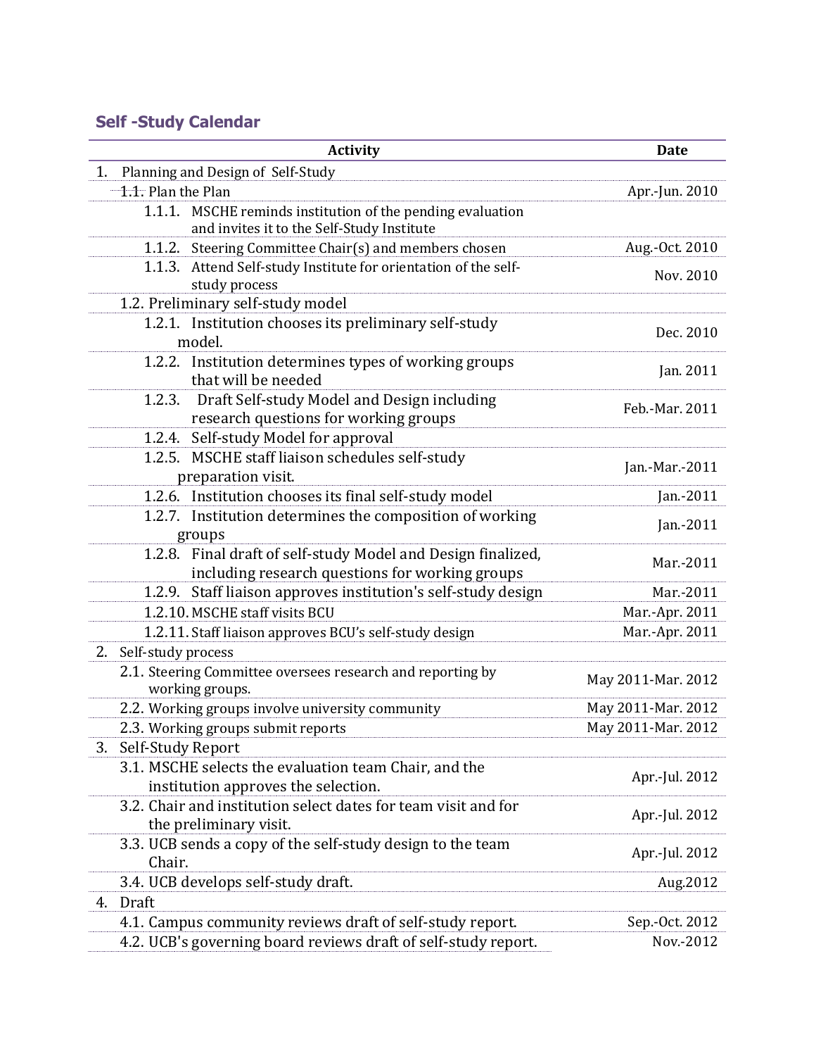## Self -Study Calendar

| Activity | Date |
|---|---|
| 1. Planning and Design of Self-Study | |
| 1.1. Plan the Plan | Apr.-Jun. 2010 |
| 1.1.1. MSCHE reminds institution of the pending evaluation and invites it to the Self-Study Institute | |
| 1.1.2. Steering Committee Chair(s) and members chosen | Aug.-Oct. 2010 |
| 1.1.3. Attend Self-study Institute for orientation of the self-study process | Nov. 2010 |
| 1.2. Preliminary self-study model | |
| 1.2.1. Institution chooses its preliminary self-study model. | Dec. 2010 |
| 1.2.2. Institution determines types of working groups that will be needed | Jan. 2011 |
| 1.2.3. Draft Self-study Model and Design including research questions for working groups | Feb.-Mar. 2011 |
| 1.2.4. Self-study Model for approval | |
| 1.2.5. MSCHE staff liaison schedules self-study preparation visit. | Jan.-Mar.-2011 |
| 1.2.6. Institution chooses its final self-study model | Jan.-2011 |
| 1.2.7. Institution determines the composition of working groups | Jan.-2011 |
| 1.2.8. Final draft of self-study Model and Design finalized, including research questions for working groups | Mar.-2011 |
| 1.2.9. Staff liaison approves institution's self-study design | Mar.-2011 |
| 1.2.10. MSCHE staff visits BCU | Mar.-Apr. 2011 |
| 1.2.11. Staff liaison approves BCU's self-study design | Mar.-Apr. 2011 |
| 2. Self-study process | |
| 2.1. Steering Committee oversees research and reporting by working groups. | May 2011-Mar. 2012 |
| 2.2. Working groups involve university community | May 2011-Mar. 2012 |
| 2.3. Working groups submit reports | May 2011-Mar. 2012 |
| 3. Self-Study Report | |
| 3.1. MSCHE selects the evaluation team Chair, and the institution approves the selection. | Apr.-Jul. 2012 |
| 3.2. Chair and institution select dates for team visit and for the preliminary visit. | Apr.-Jul. 2012 |
| 3.3. UCB sends a copy of the self-study design to the team Chair. | Apr.-Jul. 2012 |
| 3.4. UCB develops self-study draft. | Aug.2012 |
| 4. Draft | |
| 4.1. Campus community reviews draft of self-study report. | Sep.-Oct. 2012 |
| 4.2. UCB's governing board reviews draft of self-study report. | Nov.-2012 |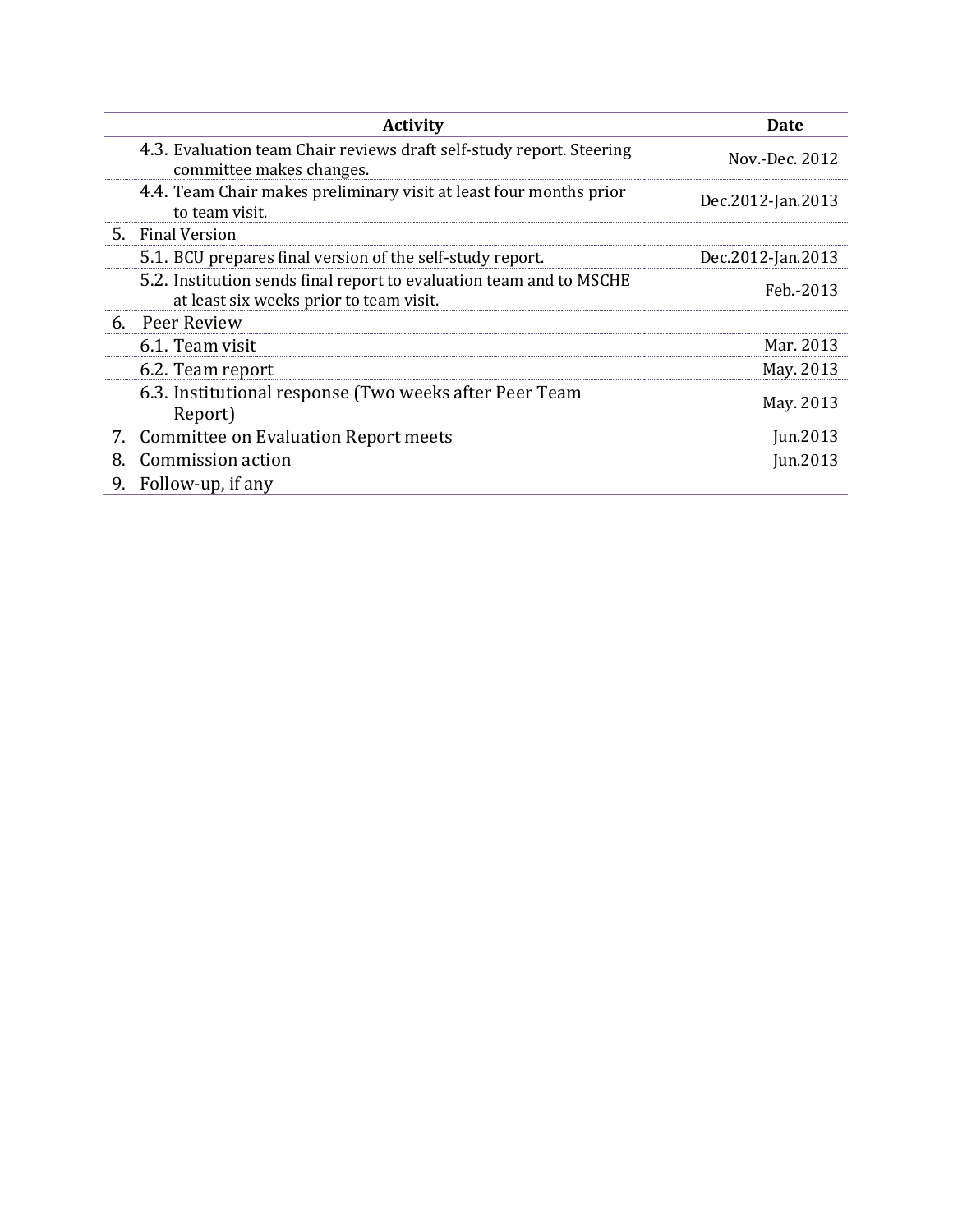| Activity | Date |
|---|---|
| 4.3. Evaluation team Chair reviews draft self-study report. Steering committee makes changes. | Nov.-Dec. 2012 |
| 4.4. Team Chair makes preliminary visit at least four months prior to team visit. | Dec.2012-Jan.2013 |
| 5. Final Version | |
| 5.1. BCU prepares final version of the self-study report. | Dec.2012-Jan.2013 |
| 5.2. Institution sends final report to evaluation team and to MSCHE at least six weeks prior to team visit. | Feb.-2013 |
| 6. Peer Review | |
| 6.1. Team visit | Mar. 2013 |
| 6.2. Team report | May. 2013 |
| 6.3. Institutional response (Two weeks after Peer Team Report) | May. 2013 |
| 7. Committee on Evaluation Report meets | Jun.2013 |
| 8. Commission action | Jun.2013 |
| 9. Follow-up, if any | |